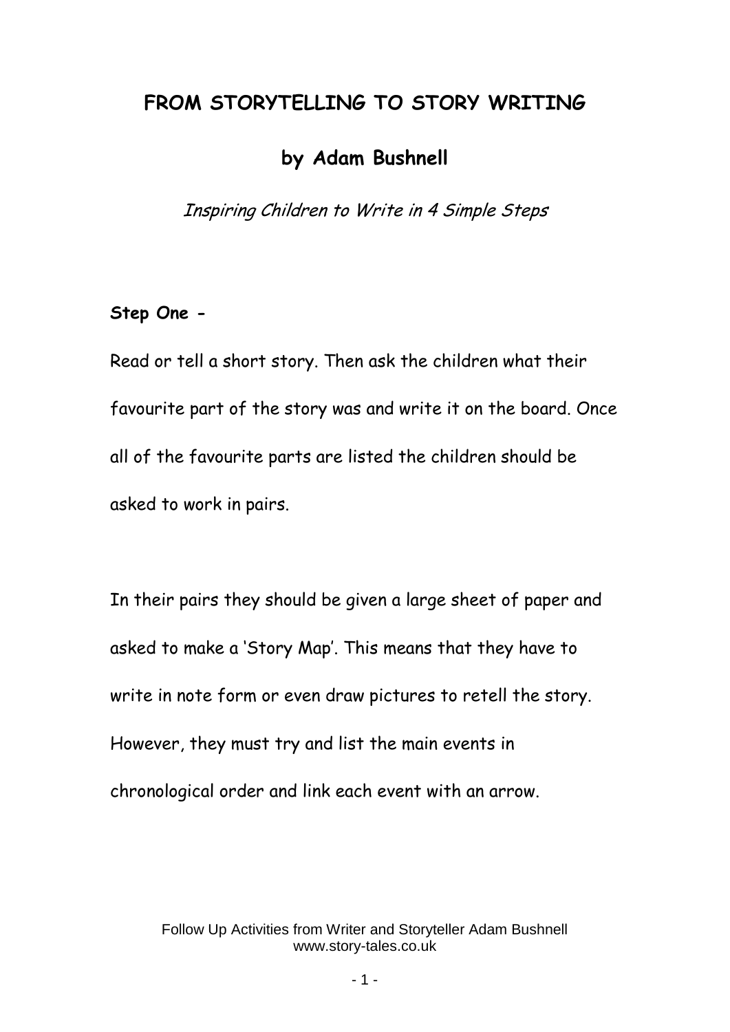# FROM STORYTELLING TO STORY WRITING

## by Adam Bushnell

*Inspiring Children to Write in 4 Simple Steps*

**Step One -**

Read or tell a short story. Then ask the children what their favourite part of the story was and write it on the board. Once all of the favourite parts are listed the children should be asked to work in pairs.

In their pairs they should be given a large sheet of paper and asked to make a 'Story Map'. This means that they have to write in note form or even draw pictures to retell the story. However, they must try and list the main events in chronological order and link each event with an arrow.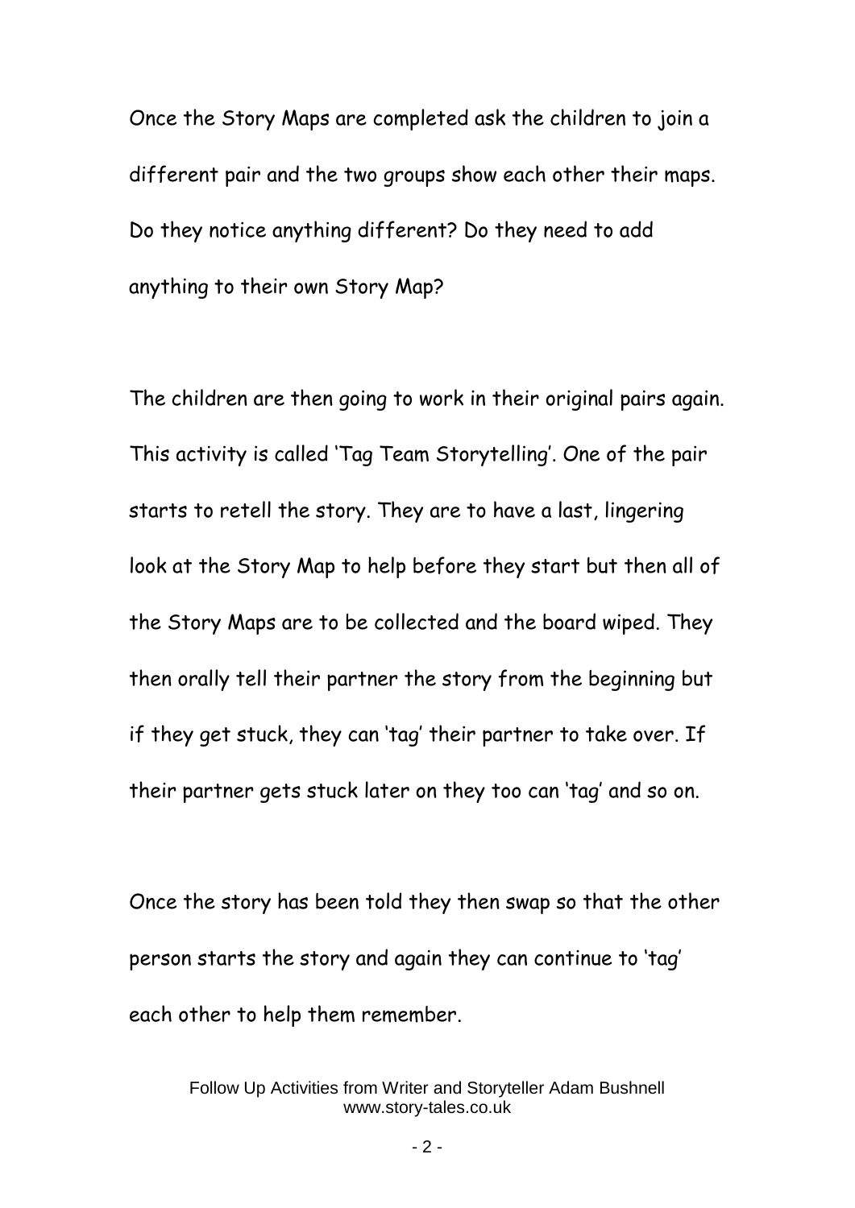Once the Story Maps are completed ask the children to join a different pair and the two groups show each other their maps. Do they notice anything different? Do they need to add anything to their own Story Map?

The children are then going to work in their original pairs again. This activity is called 'Tag Team Storytelling'. One of the pair starts to retell the story. They are to have a last, lingering look at the Story Map to help before they start but then all of the Story Maps are to be collected and the board wiped. They then orally tell their partner the story from the beginning but if they get stuck, they can 'tag' their partner to take over. If their partner gets stuck later on they too can 'tag' and so on.

Once the story has been told they then swap so that the other person starts the story and again they can continue to 'tag' each other to help them remember.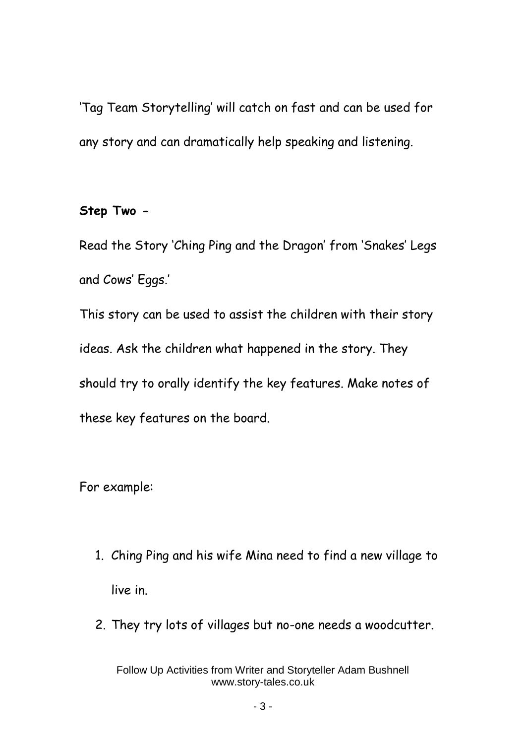'Tag Team Storytelling' will catch on fast and can be used for any story and can dramatically help speaking and listening.

**Step Two -**

Read the Story 'Ching Ping and the Dragon' from 'Snakes' Legs and Cows' Eggs.'

This story can be used to assist the children with their story ideas. Ask the children what happened in the story. They should try to orally identify the key features. Make notes of these key features on the board.

For example:

1. Ching Ping and his wife Mina need to find a new village to live in.
2. They try lots of villages but no-one needs a woodcutter.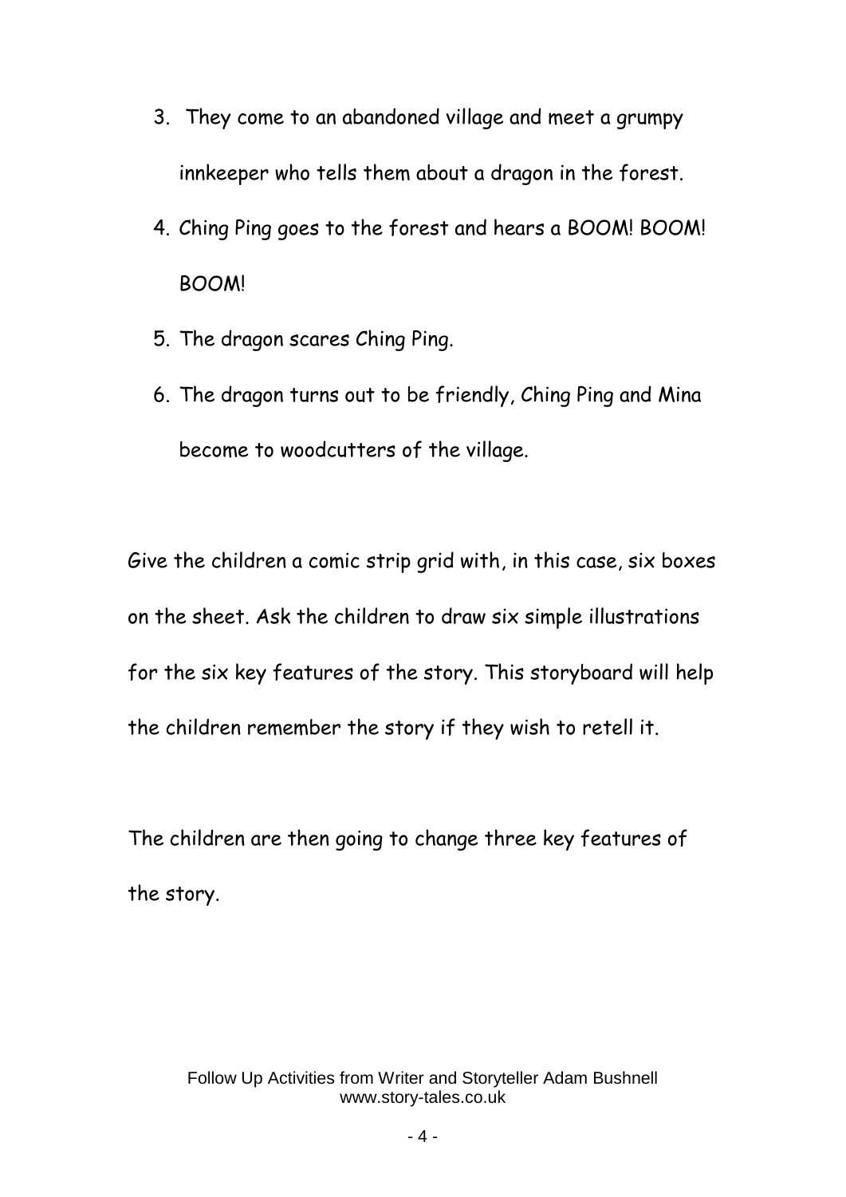3. They come to an abandoned village and meet a grumpy innkeeper who tells them about a dragon in the forest.
4. Ching Ping goes to the forest and hears a BOOM! BOOM! BOOM!
5. The dragon scares Ching Ping.
6. The dragon turns out to be friendly, Ching Ping and Mina become to woodcutters of the village.

Give the children a comic strip grid with, in this case, six boxes on the sheet. Ask the children to draw six simple illustrations for the six key features of the story. This storyboard will help the children remember the story if they wish to retell it.

The children are then going to change three key features of the story.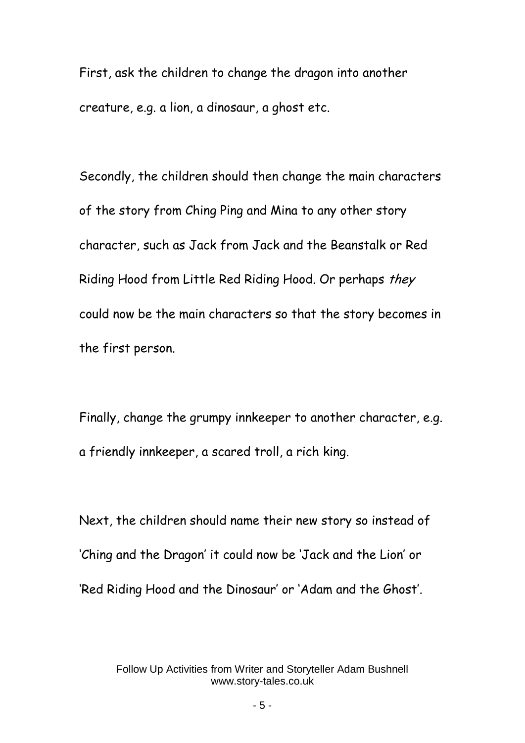First, ask the children to change the dragon into another creature, e.g. a lion, a dinosaur, a ghost etc.

Secondly, the children should then change the main characters of the story from Ching Ping and Mina to any other story character, such as Jack from Jack and the Beanstalk or Red Riding Hood from Little Red Riding Hood. Or perhaps *they* could now be the main characters so that the story becomes in the first person.

Finally, change the grumpy innkeeper to another character, e.g. a friendly innkeeper, a scared troll, a rich king.

Next, the children should name their new story so instead of 'Ching and the Dragon' it could now be 'Jack and the Lion' or 'Red Riding Hood and the Dinosaur' or 'Adam and the Ghost'.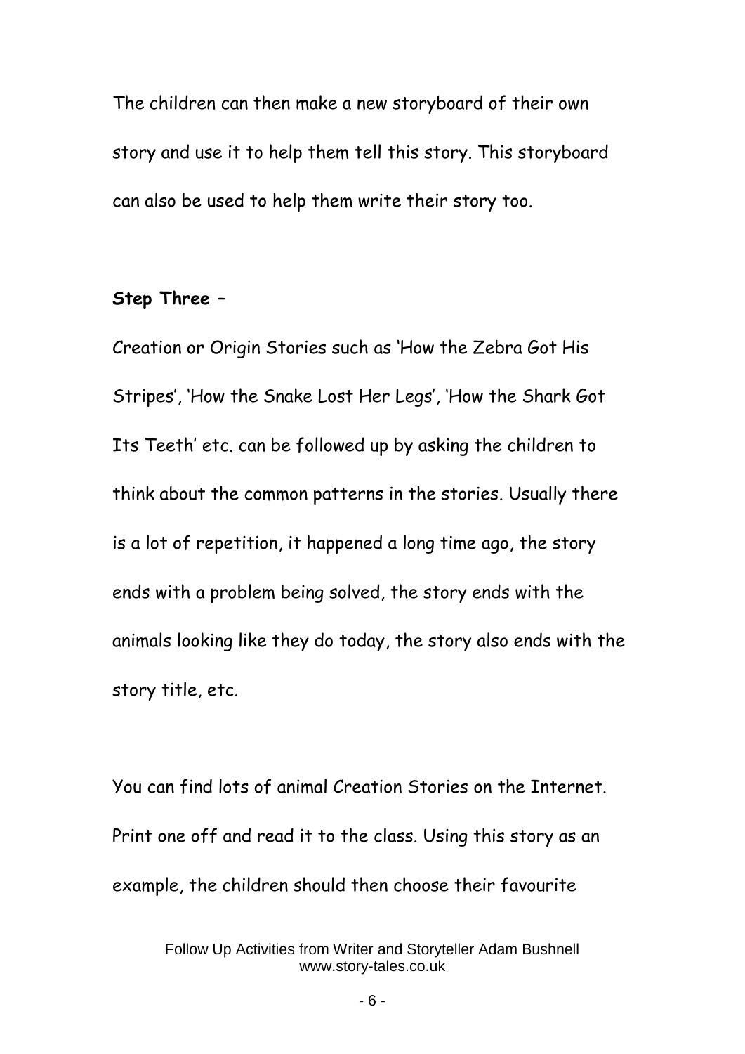The children can then make a new storyboard of their own story and use it to help them tell this story. This storyboard can also be used to help them write their story too.

**Step Three –**

Creation or Origin Stories such as 'How the Zebra Got His Stripes', 'How the Snake Lost Her Legs', 'How the Shark Got Its Teeth' etc. can be followed up by asking the children to think about the common patterns in the stories. Usually there is a lot of repetition, it happened a long time ago, the story ends with a problem being solved, the story ends with the animals looking like they do today, the story also ends with the story title, etc.

You can find lots of animal Creation Stories on the Internet. Print one off and read it to the class. Using this story as an example, the children should then choose their favourite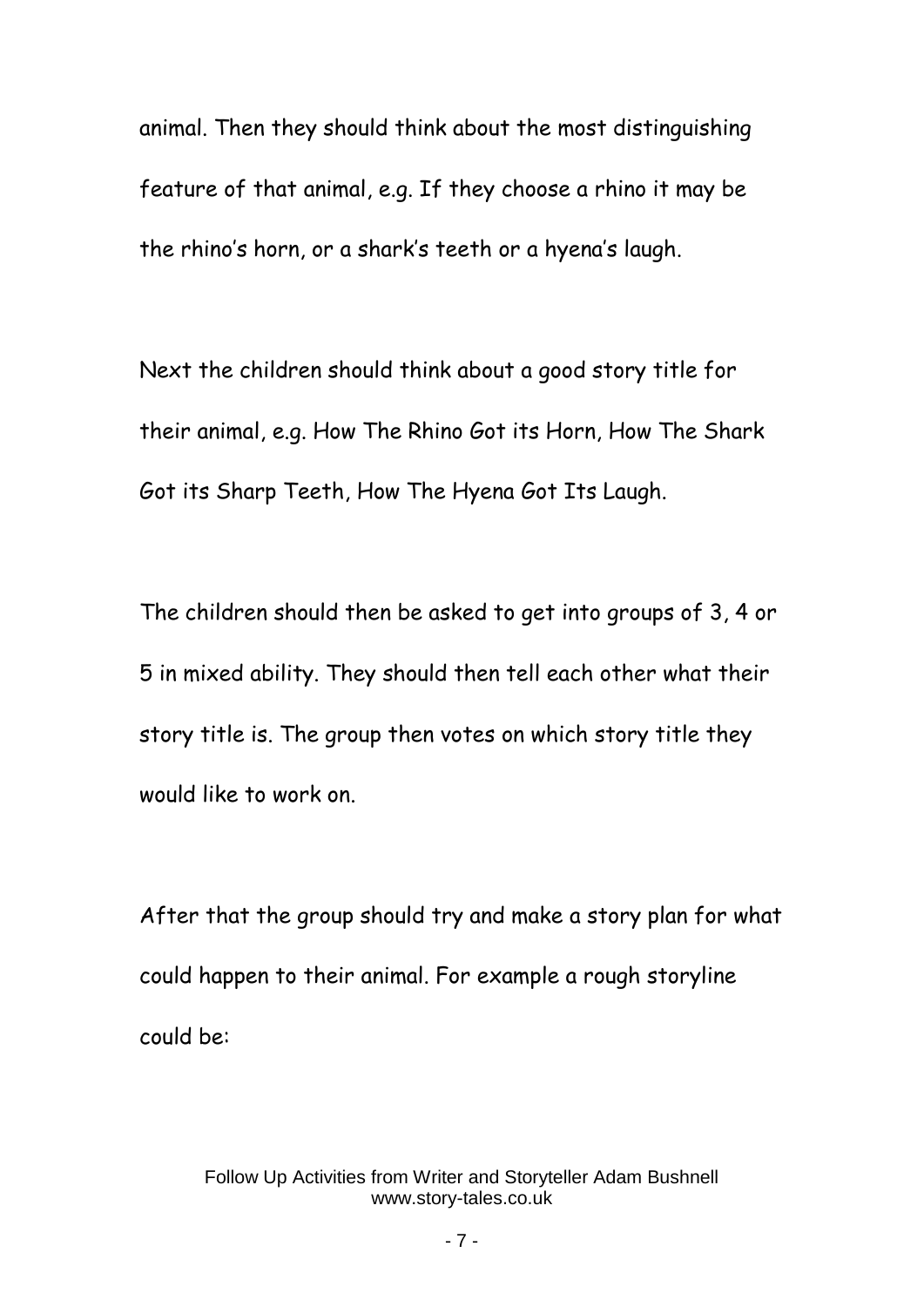animal. Then they should think about the most distinguishing feature of that animal, e.g. If they choose a rhino it may be the rhino's horn, or a shark's teeth or a hyena's laugh.

Next the children should think about a good story title for their animal, e.g. How The Rhino Got its Horn, How The Shark Got its Sharp Teeth, How The Hyena Got Its Laugh.

The children should then be asked to get into groups of 3, 4 or 5 in mixed ability. They should then tell each other what their story title is. The group then votes on which story title they would like to work on.

After that the group should try and make a story plan for what could happen to their animal. For example a rough storyline could be: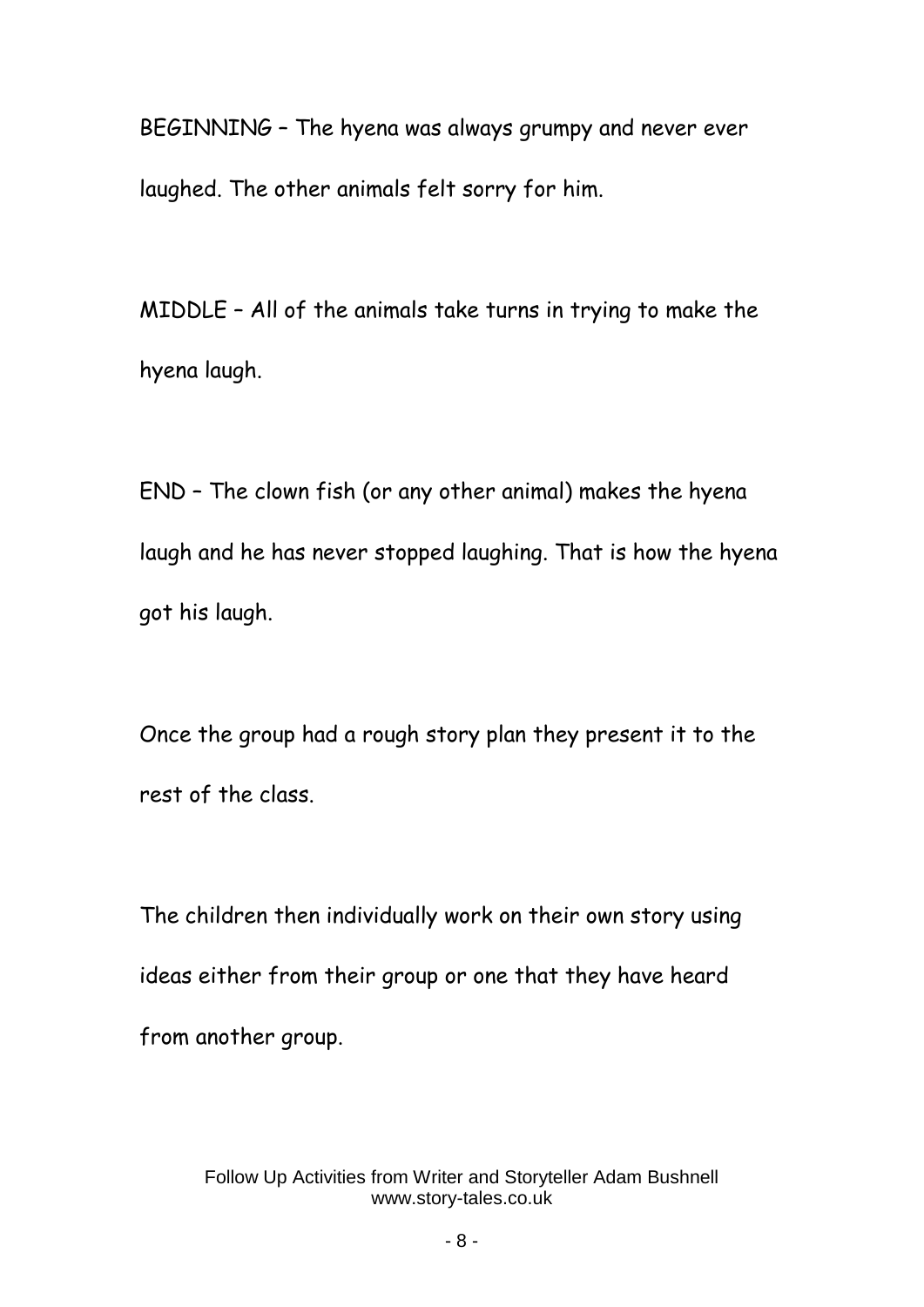BEGINNING – The hyena was always grumpy and never ever laughed. The other animals felt sorry for him.

MIDDLE – All of the animals take turns in trying to make the hyena laugh.

END – The clown fish (or any other animal) makes the hyena laugh and he has never stopped laughing. That is how the hyena got his laugh.

Once the group had a rough story plan they present it to the rest of the class.

The children then individually work on their own story using ideas either from their group or one that they have heard from another group.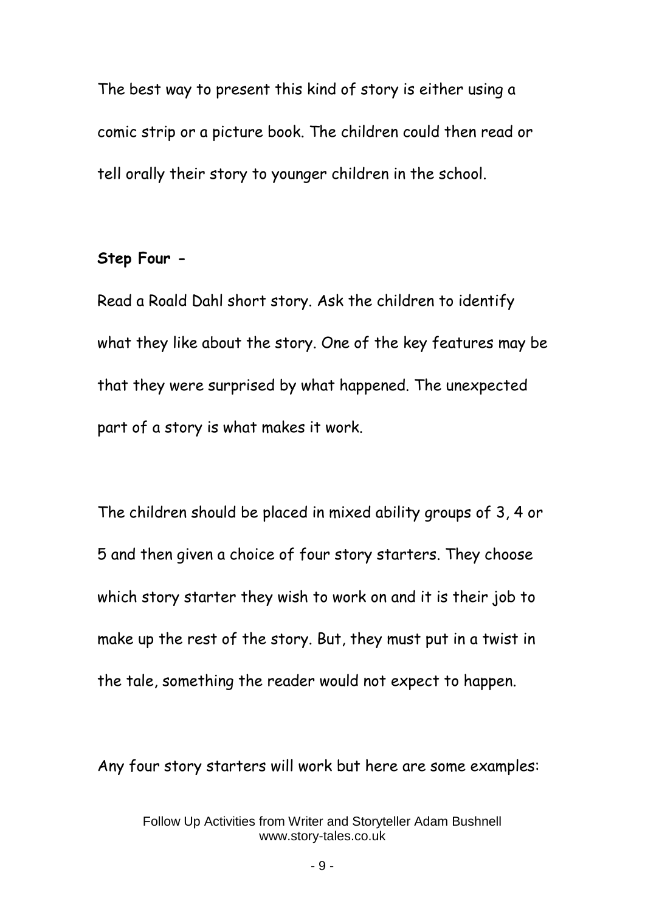The best way to present this kind of story is either using a comic strip or a picture book. The children could then read or tell orally their story to younger children in the school.

**Step Four -**

Read a Roald Dahl short story. Ask the children to identify what they like about the story. One of the key features may be that they were surprised by what happened. The unexpected part of a story is what makes it work.

The children should be placed in mixed ability groups of 3, 4 or 5 and then given a choice of four story starters. They choose which story starter they wish to work on and it is their job to make up the rest of the story. But, they must put in a twist in the tale, something the reader would not expect to happen.

Any four story starters will work but here are some examples: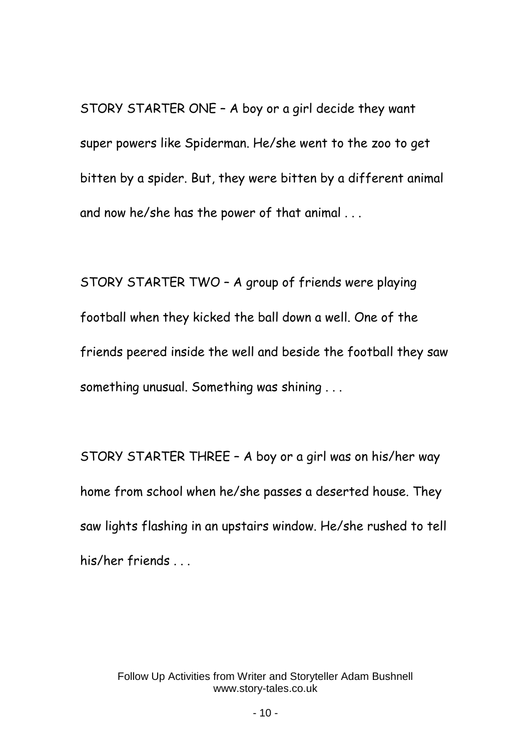STORY STARTER ONE – A boy or a girl decide they want super powers like Spiderman. He/she went to the zoo to get bitten by a spider. But, they were bitten by a different animal and now he/she has the power of that animal . . .

STORY STARTER TWO – A group of friends were playing football when they kicked the ball down a well. One of the friends peered inside the well and beside the football they saw something unusual. Something was shining . . .

STORY STARTER THREE – A boy or a girl was on his/her way home from school when he/she passes a deserted house. They saw lights flashing in an upstairs window. He/she rushed to tell his/her friends . . .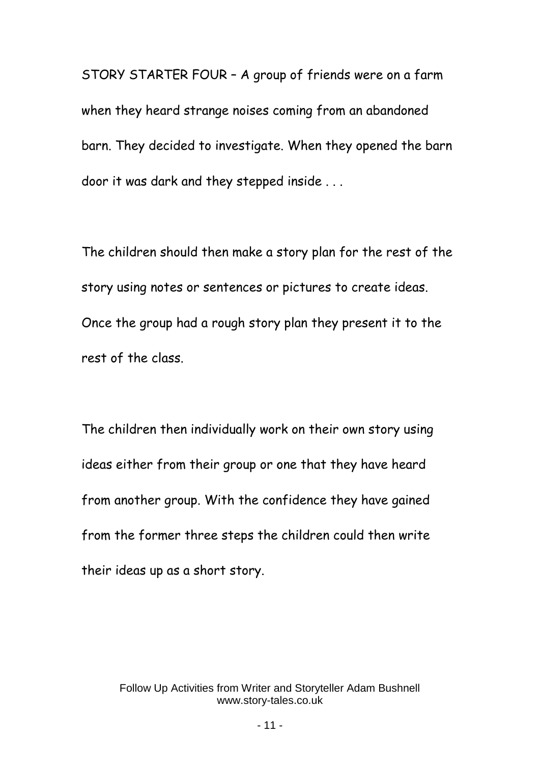STORY STARTER FOUR – A group of friends were on a farm when they heard strange noises coming from an abandoned barn. They decided to investigate. When they opened the barn door it was dark and they stepped inside . . .

The children should then make a story plan for the rest of the story using notes or sentences or pictures to create ideas. Once the group had a rough story plan they present it to the rest of the class.

The children then individually work on their own story using ideas either from their group or one that they have heard from another group. With the confidence they have gained from the former three steps the children could then write their ideas up as a short story.